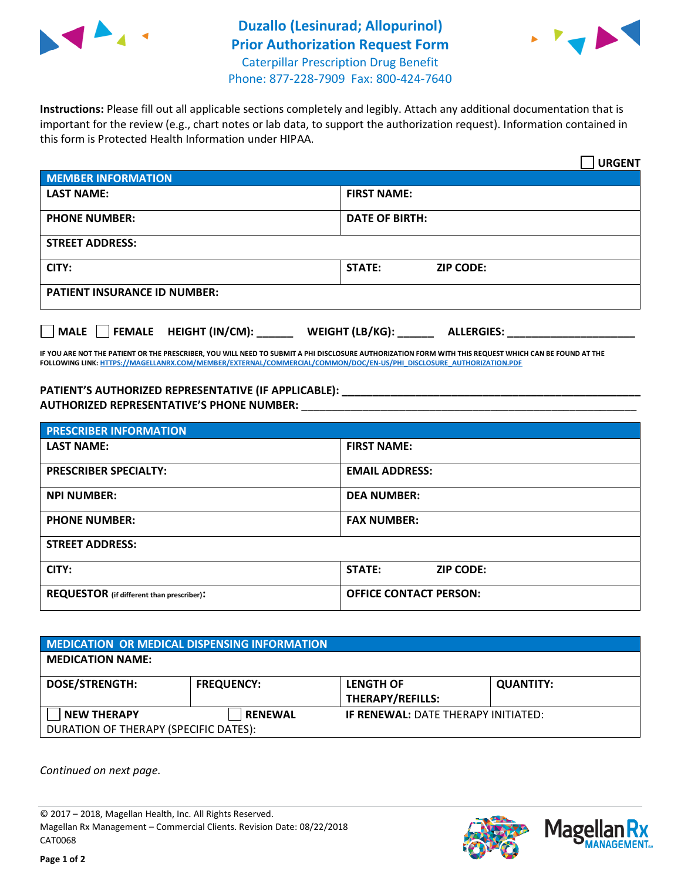# Duzallo (Lesinurad; Allopurinol) Prior Authorization Request Form

Caterpillar Prescription Drug Benefit
Phone: 877-228-7909 Fax: 800-424-7640

**Instructions:** Please fill out all applicable sections completely and legibly. Attach any additional documentation that is important for the review (e.g., chart notes or lab data, to support the authorization request). Information contained in this form is Protected Health Information under HIPAA.

☐ **URGENT**

| MEMBER INFORMATION | |
|---|---|
| **LAST NAME:** | **FIRST NAME:** |
| **PHONE NUMBER:** | **DATE OF BIRTH:** |
| **STREET ADDRESS:** | |
| **CITY:** | **STATE:** **ZIP CODE:** |
| **PATIENT INSURANCE ID NUMBER:** | |

☐ **MALE** ☐ **FEMALE** **HEIGHT (IN/CM):** ______ **WEIGHT (LB/KG):** ______ **ALLERGIES:** ____________________

**IF YOU ARE NOT THE PATIENT OR THE PRESCRIBER, YOU WILL NEED TO SUBMIT A PHI DISCLOSURE AUTHORIZATION FORM WITH THIS REQUEST WHICH CAN BE FOUND AT THE FOLLOWING LINK: HTTPS://MAGELLANRX.COM/MEMBER/EXTERNAL/COMMERCIAL/COMMON/DOC/EN-US/PHI_DISCLOSURE_AUTHORIZATION.PDF**

**PATIENT'S AUTHORIZED REPRESENTATIVE (IF APPLICABLE):** ____________________
**AUTHORIZED REPRESENTATIVE'S PHONE NUMBER:** ____________________

| PRESCRIBER INFORMATION | |
|---|---|
| **LAST NAME:** | **FIRST NAME:** |
| **PRESCRIBER SPECIALTY:** | **EMAIL ADDRESS:** |
| **NPI NUMBER:** | **DEA NUMBER:** |
| **PHONE NUMBER:** | **FAX NUMBER:** |
| **STREET ADDRESS:** | |
| **CITY:** | **STATE:** **ZIP CODE:** |
| **REQUESTOR** (if different than prescriber)**:** | **OFFICE CONTACT PERSON:** |

| MEDICATION OR MEDICAL DISPENSING INFORMATION | | | |
|---|---|---|---|
| **MEDICATION NAME:** | | | |
| **DOSE/STRENGTH:** | **FREQUENCY:** | **LENGTH OF THERAPY/REFILLS:** | **QUANTITY:** |
| ☐ **NEW THERAPY** | ☐ **RENEWAL** | **IF RENEWAL:** DATE THERAPY INITIATED: | |
| DURATION OF THERAPY (SPECIFIC DATES): | | | |

*Continued on next page.*

© 2017 – 2018, Magellan Health, Inc. All Rights Reserved.
Magellan Rx Management – Commercial Clients. Revision Date: 08/22/2018
CAT0068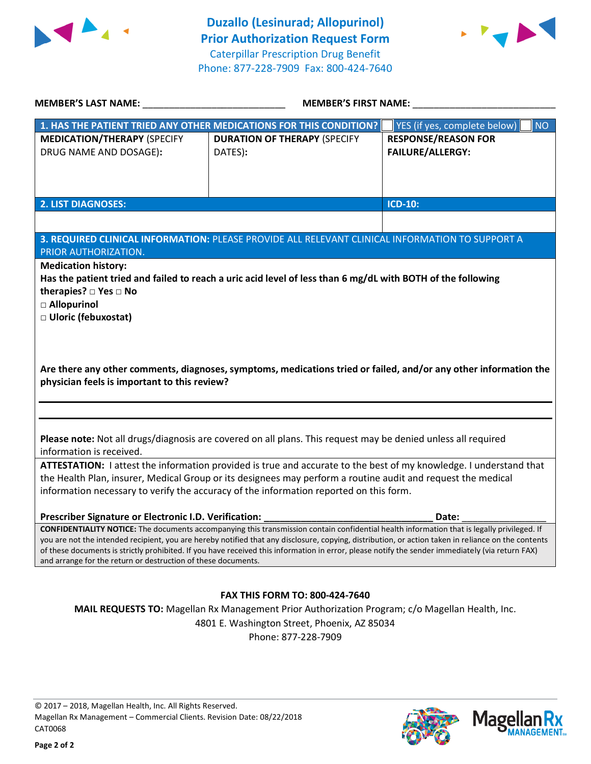# Duzallo (Lesinurad; Allopurinol) Prior Authorization Request Form

Caterpillar Prescription Drug Benefit
Phone: 877-228-7909 Fax: 800-424-7640

**MEMBER'S LAST NAME:** ___________________________ **MEMBER'S FIRST NAME:** ___________________________

| **1. HAS THE PATIENT TRIED ANY OTHER MEDICATIONS FOR THIS CONDITION?** | | ☐ YES (if yes, complete below) ☐ NO |
|---|---|---|
| **MEDICATION/THERAPY** (SPECIFY DRUG NAME AND DOSAGE): | **DURATION OF THERAPY** (SPECIFY DATES): | **RESPONSE/REASON FOR FAILURE/ALLERGY:** |
| | | |

| **2. LIST DIAGNOSES:** | **ICD-10:** |
|---|---|
| | |

**3. REQUIRED CLINICAL INFORMATION:** PLEASE PROVIDE ALL RELEVANT CLINICAL INFORMATION TO SUPPORT A PRIOR AUTHORIZATION.

**Medication history:**

**Has the patient tried and failed to reach a uric acid level of less than 6 mg/dL with BOTH of the following therapies?** ☐ **Yes** ☐ **No**

☐ **Allopurinol**

☐ **Uloric (febuxostat)**

**Are there any other comments, diagnoses, symptoms, medications tried or failed, and/or any other information the physician feels is important to this review?**

**Please note:** Not all drugs/diagnosis are covered on all plans. This request may be denied unless all required information is received.

**ATTESTATION:** I attest the information provided is true and accurate to the best of my knowledge. I understand that the Health Plan, insurer, Medical Group or its designees may perform a routine audit and request the medical information necessary to verify the accuracy of the information reported on this form.

**Prescriber Signature or Electronic I.D. Verification:** _______________________________ **Date:** _______________

**CONFIDENTIALITY NOTICE:** The documents accompanying this transmission contain confidential health information that is legally privileged. If you are not the intended recipient, you are hereby notified that any disclosure, copying, distribution, or action taken in reliance on the contents of these documents is strictly prohibited. If you have received this information in error, please notify the sender immediately (via return FAX) and arrange for the return or destruction of these documents.

**FAX THIS FORM TO: 800-424-7640**

**MAIL REQUESTS TO:** Magellan Rx Management Prior Authorization Program; c/o Magellan Health, Inc.
4801 E. Washington Street, Phoenix, AZ 85034
Phone: 877-228-7909

© 2017 – 2018, Magellan Health, Inc. All Rights Reserved.
Magellan Rx Management – Commercial Clients. Revision Date: 08/22/2018
CAT0068